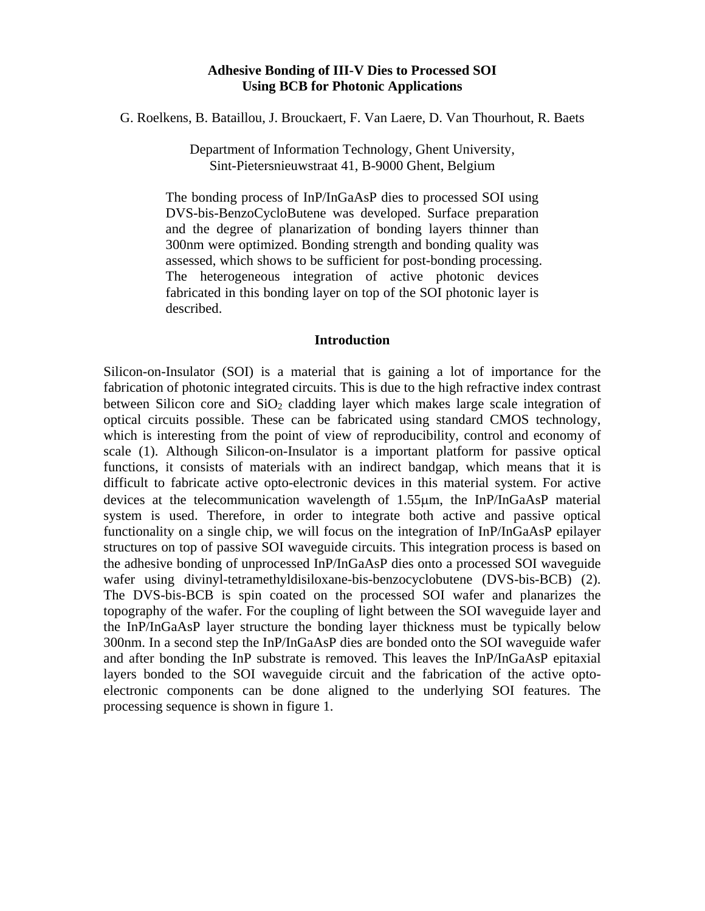# Adhesive Bonding of III-V Dies to Processed SOI Using BCB for Photonic Applications

G. Roelkens, B. Bataillou, J. Brouckaert, F. Van Laere, D. Van Thourhout, R. Baets

Department of Information Technology, Ghent University, Sint-Pietersnieuwstraat 41, B-9000 Ghent, Belgium

The bonding process of InP/InGaAsP dies to processed SOI using DVS-bis-BenzoCycloButene was developed. Surface preparation and the degree of planarization of bonding layers thinner than 300nm were optimized. Bonding strength and bonding quality was assessed, which shows to be sufficient for post-bonding processing. The heterogeneous integration of active photonic devices fabricated in this bonding layer on top of the SOI photonic layer is described.

## Introduction

Silicon-on-Insulator (SOI) is a material that is gaining a lot of importance for the fabrication of photonic integrated circuits. This is due to the high refractive index contrast between Silicon core and $SiO_2$ cladding layer which makes large scale integration of optical circuits possible. These can be fabricated using standard CMOS technology, which is interesting from the point of view of reproducibility, control and economy of scale (1). Although Silicon-on-Insulator is a important platform for passive optical functions, it consists of materials with an indirect bandgap, which means that it is difficult to fabricate active opto-electronic devices in this material system. For active devices at the telecommunication wavelength of 1.55μm, the InP/InGaAsP material system is used. Therefore, in order to integrate both active and passive optical functionality on a single chip, we will focus on the integration of InP/InGaAsP epilayer structures on top of passive SOI waveguide circuits. This integration process is based on the adhesive bonding of unprocessed InP/InGaAsP dies onto a processed SOI waveguide wafer using divinyl-tetramethyldisiloxane-bis-benzocyclobutene (DVS-bis-BCB) (2). The DVS-bis-BCB is spin coated on the processed SOI wafer and planarizes the topography of the wafer. For the coupling of light between the SOI waveguide layer and the InP/InGaAsP layer structure the bonding layer thickness must be typically below 300nm. In a second step the InP/InGaAsP dies are bonded onto the SOI waveguide wafer and after bonding the InP substrate is removed. This leaves the InP/InGaAsP epitaxial layers bonded to the SOI waveguide circuit and the fabrication of the active opto-electronic components can be done aligned to the underlying SOI features. The processing sequence is shown in figure 1.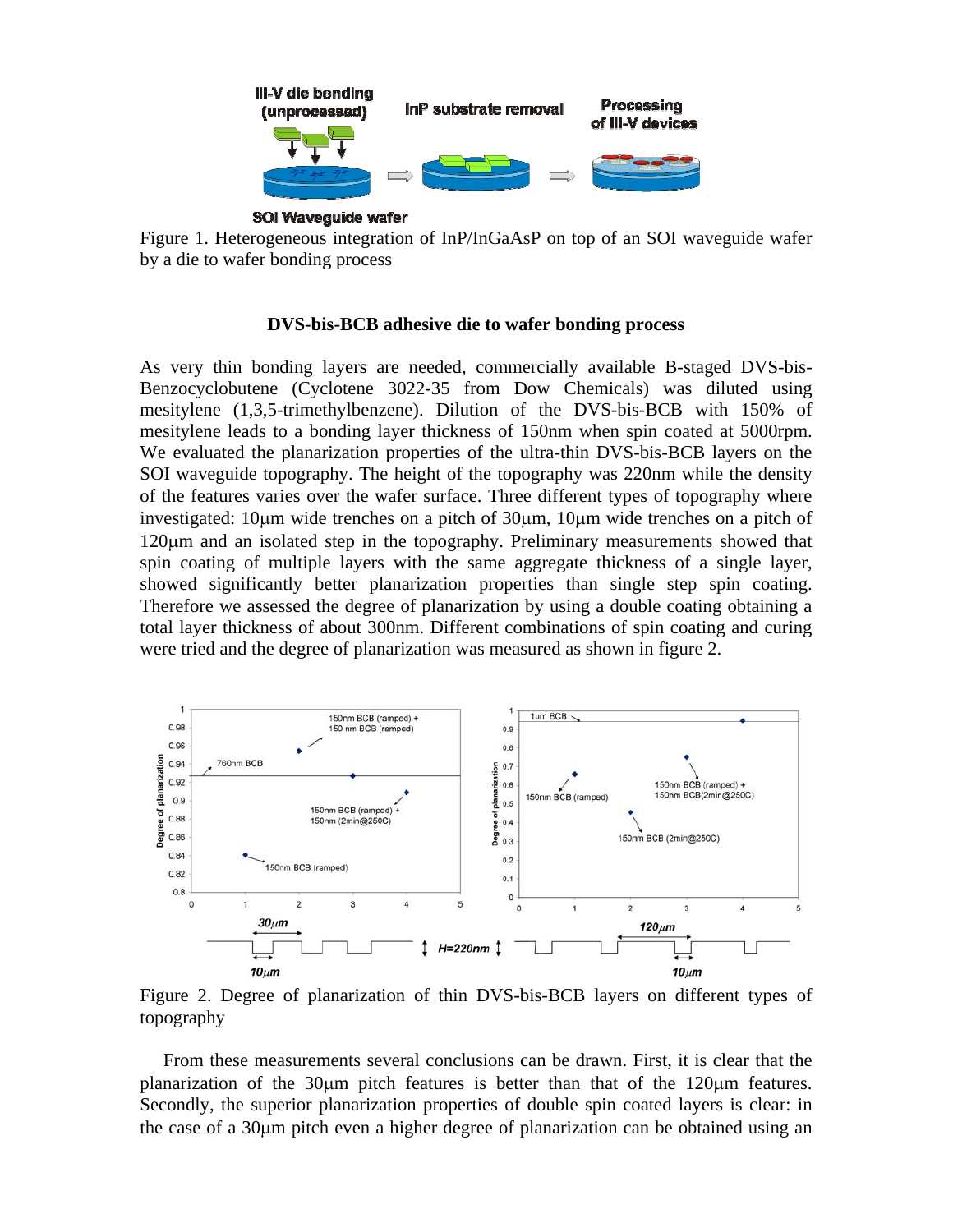Figure 1. Heterogeneous integration of InP/InGaAsP on top of an SOI waveguide wafer by a die to wafer bonding process

### DVS-bis-BCB adhesive die to wafer bonding process

As very thin bonding layers are needed, commercially available B-staged DVS-bis-Benzocyclobutene (Cyclotene 3022-35 from Dow Chemicals) was diluted using mesitylene (1,3,5-trimethylbenzene). Dilution of the DVS-bis-BCB with 150% of mesitylene leads to a bonding layer thickness of 150nm when spin coated at 5000rpm. We evaluated the planarization properties of the ultra-thin DVS-bis-BCB layers on the SOI waveguide topography. The height of the topography was 220nm while the density of the features varies over the wafer surface. Three different types of topography where investigated: 10µm wide trenches on a pitch of 30µm, 10µm wide trenches on a pitch of 120µm and an isolated step in the topography. Preliminary measurements showed that spin coating of multiple layers with the same aggregate thickness of a single layer, showed significantly better planarization properties than single step spin coating. Therefore we assessed the degree of planarization by using a double coating obtaining a total layer thickness of about 300nm. Different combinations of spin coating and curing were tried and the degree of planarization was measured as shown in figure 2.

Figure 2. Degree of planarization of thin DVS-bis-BCB layers on different types of topography

From these measurements several conclusions can be drawn. First, it is clear that the planarization of the 30µm pitch features is better than that of the 120µm features. Secondly, the superior planarization properties of double spin coated layers is clear: in the case of a 30µm pitch even a higher degree of planarization can be obtained using an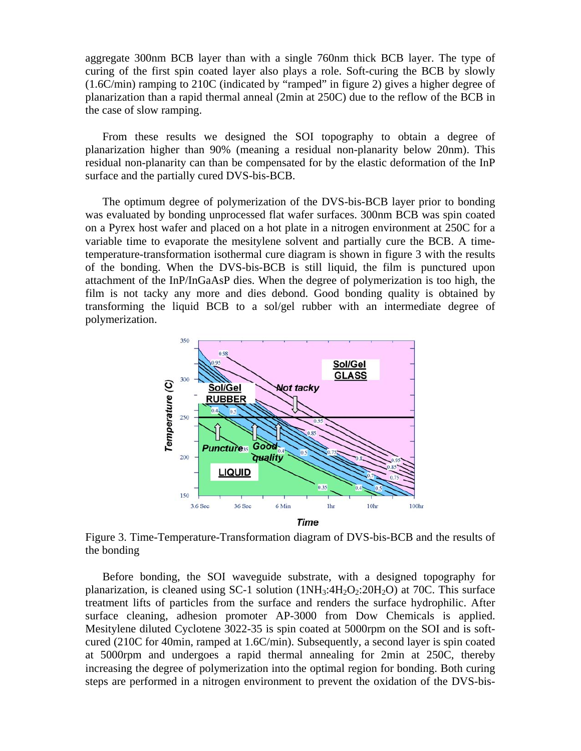aggregate 300nm BCB layer than with a single 760nm thick BCB layer. The type of curing of the first spin coated layer also plays a role. Soft-curing the BCB by slowly (1.6C/min) ramping to 210C (indicated by "ramped" in figure 2) gives a higher degree of planarization than a rapid thermal anneal (2min at 250C) due to the reflow of the BCB in the case of slow ramping.

From these results we designed the SOI topography to obtain a degree of planarization higher than 90% (meaning a residual non-planarity below 20nm). This residual non-planarity can than be compensated for by the elastic deformation of the InP surface and the partially cured DVS-bis-BCB.

The optimum degree of polymerization of the DVS-bis-BCB layer prior to bonding was evaluated by bonding unprocessed flat wafer surfaces. 300nm BCB was spin coated on a Pyrex host wafer and placed on a hot plate in a nitrogen environment at 250C for a variable time to evaporate the mesitylene solvent and partially cure the BCB. A time-temperature-transformation isothermal cure diagram is shown in figure 3 with the results of the bonding. When the DVS-bis-BCB is still liquid, the film is punctured upon attachment of the InP/InGaAsP dies. When the degree of polymerization is too high, the film is not tacky any more and dies debond. Good bonding quality is obtained by transforming the liquid BCB to a sol/gel rubber with an intermediate degree of polymerization.

Figure 3. Time-Temperature-Transformation diagram of DVS-bis-BCB and the results of the bonding

Before bonding, the SOI waveguide substrate, with a designed topography for planarization, is cleaned using SC-1 solution ($1NH_3{:}4H_2O_2{:}20H_2O$) at 70C. This surface treatment lifts of particles from the surface and renders the surface hydrophilic. After surface cleaning, adhesion promoter AP-3000 from Dow Chemicals is applied. Mesitylene diluted Cyclotene 3022-35 is spin coated at 5000rpm on the SOI and is soft-cured (210C for 40min, ramped at 1.6C/min). Subsequently, a second layer is spin coated at 5000rpm and undergoes a rapid thermal annealing for 2min at 250C, thereby increasing the degree of polymerization into the optimal region for bonding. Both curing steps are performed in a nitrogen environment to prevent the oxidation of the DVS-bis-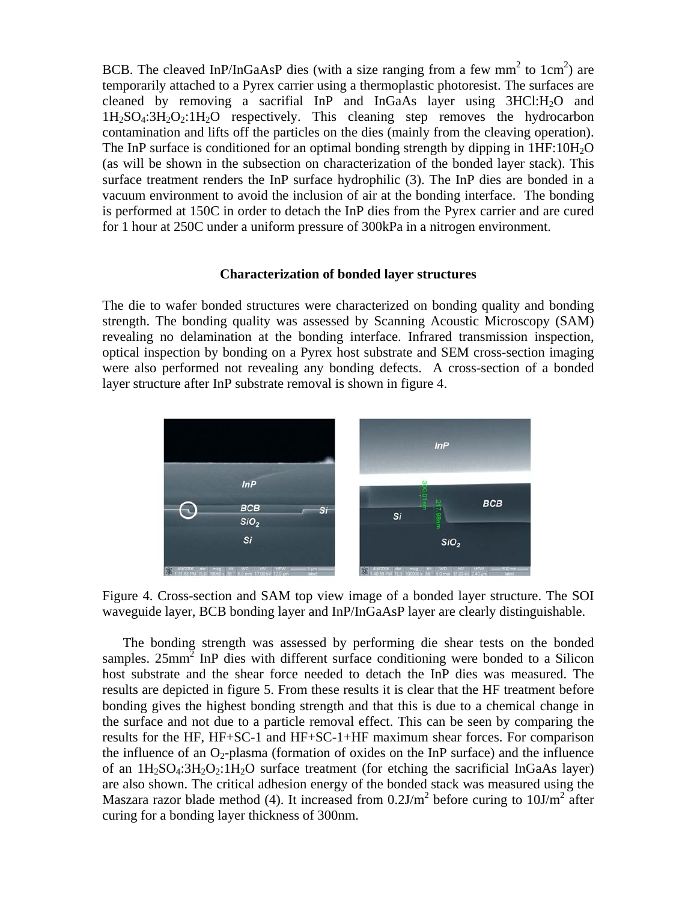BCB. The cleaved InP/InGaAsP dies (with a size ranging from a few $mm^2$ to $1cm^2$) are temporarily attached to a Pyrex carrier using a thermoplastic photoresist. The surfaces are cleaned by removing a sacrifial InP and InGaAs layer using $3HCl:H_2O$ and $1H_2SO_4:3H_2O_2:1H_2O$ respectively. This cleaning step removes the hydrocarbon contamination and lifts off the particles on the dies (mainly from the cleaving operation). The InP surface is conditioned for an optimal bonding strength by dipping in $1HF:10H_2O$ (as will be shown in the subsection on characterization of the bonded layer stack). This surface treatment renders the InP surface hydrophilic (3). The InP dies are bonded in a vacuum environment to avoid the inclusion of air at the bonding interface. The bonding is performed at 150C in order to detach the InP dies from the Pyrex carrier and are cured for 1 hour at 250C under a uniform pressure of 300kPa in a nitrogen environment.

### Characterization of bonded layer structures

The die to wafer bonded structures were characterized on bonding quality and bonding strength. The bonding quality was assessed by Scanning Acoustic Microscopy (SAM) revealing no delamination at the bonding interface. Infrared transmission inspection, optical inspection by bonding on a Pyrex host substrate and SEM cross-section imaging were also performed not revealing any bonding defects. A cross-section of a bonded layer structure after InP substrate removal is shown in figure 4.

Figure 4. Cross-section and SAM top view image of a bonded layer structure. The SOI waveguide layer, BCB bonding layer and InP/InGaAsP layer are clearly distinguishable.

The bonding strength was assessed by performing die shear tests on the bonded samples. $25mm^2$ InP dies with different surface conditioning were bonded to a Silicon host substrate and the shear force needed to detach the InP dies was measured. The results are depicted in figure 5. From these results it is clear that the HF treatment before bonding gives the highest bonding strength and that this is due to a chemical change in the surface and not due to a particle removal effect. This can be seen by comparing the results for the HF, HF+SC-1 and HF+SC-1+HF maximum shear forces. For comparison the influence of an $O_2$-plasma (formation of oxides on the InP surface) and the influence of an $1H_2SO_4:3H_2O_2:1H_2O$ surface treatment (for etching the sacrificial InGaAs layer) are also shown. The critical adhesion energy of the bonded stack was measured using the Maszara razor blade method (4). It increased from $0.2J/m^2$ before curing to $10J/m^2$ after curing for a bonding layer thickness of 300nm.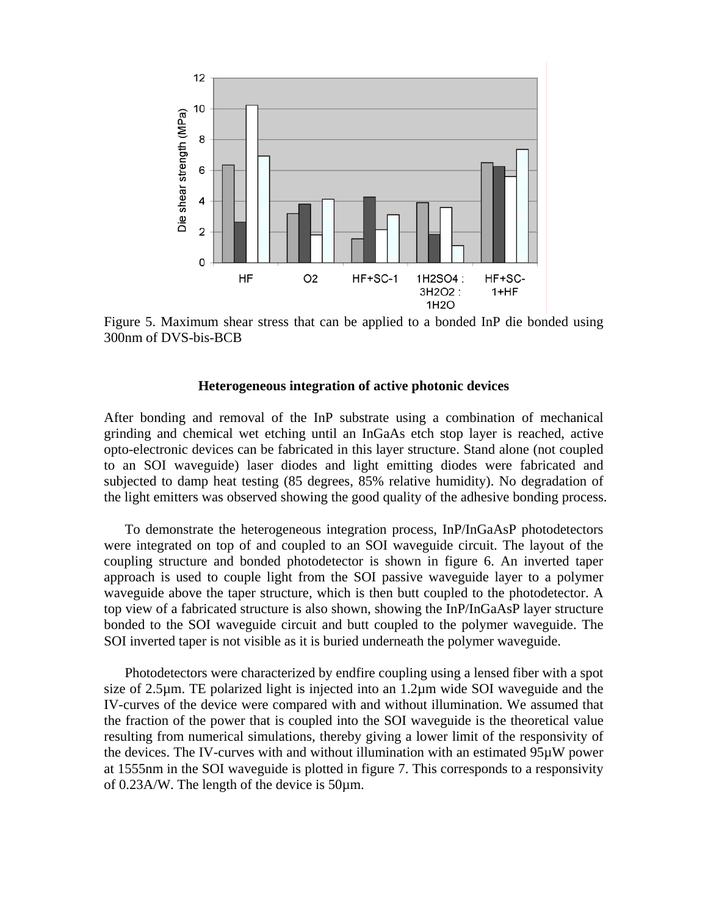Figure 5. Maximum shear stress that can be applied to a bonded InP die bonded using 300nm of DVS-bis-BCB

### Heterogeneous integration of active photonic devices

After bonding and removal of the InP substrate using a combination of mechanical grinding and chemical wet etching until an InGaAs etch stop layer is reached, active opto-electronic devices can be fabricated in this layer structure. Stand alone (not coupled to an SOI waveguide) laser diodes and light emitting diodes were fabricated and subjected to damp heat testing (85 degrees, 85% relative humidity). No degradation of the light emitters was observed showing the good quality of the adhesive bonding process.

To demonstrate the heterogeneous integration process, InP/InGaAsP photodetectors were integrated on top of and coupled to an SOI waveguide circuit. The layout of the coupling structure and bonded photodetector is shown in figure 6. An inverted taper approach is used to couple light from the SOI passive waveguide layer to a polymer waveguide above the taper structure, which is then butt coupled to the photodetector. A top view of a fabricated structure is also shown, showing the InP/InGaAsP layer structure bonded to the SOI waveguide circuit and butt coupled to the polymer waveguide. The SOI inverted taper is not visible as it is buried underneath the polymer waveguide.

Photodetectors were characterized by endfire coupling using a lensed fiber with a spot size of 2.5µm. TE polarized light is injected into an 1.2µm wide SOI waveguide and the IV-curves of the device were compared with and without illumination. We assumed that the fraction of the power that is coupled into the SOI waveguide is the theoretical value resulting from numerical simulations, thereby giving a lower limit of the responsivity of the devices. The IV-curves with and without illumination with an estimated 95µW power at 1555nm in the SOI waveguide is plotted in figure 7. This corresponds to a responsivity of 0.23A/W. The length of the device is 50µm.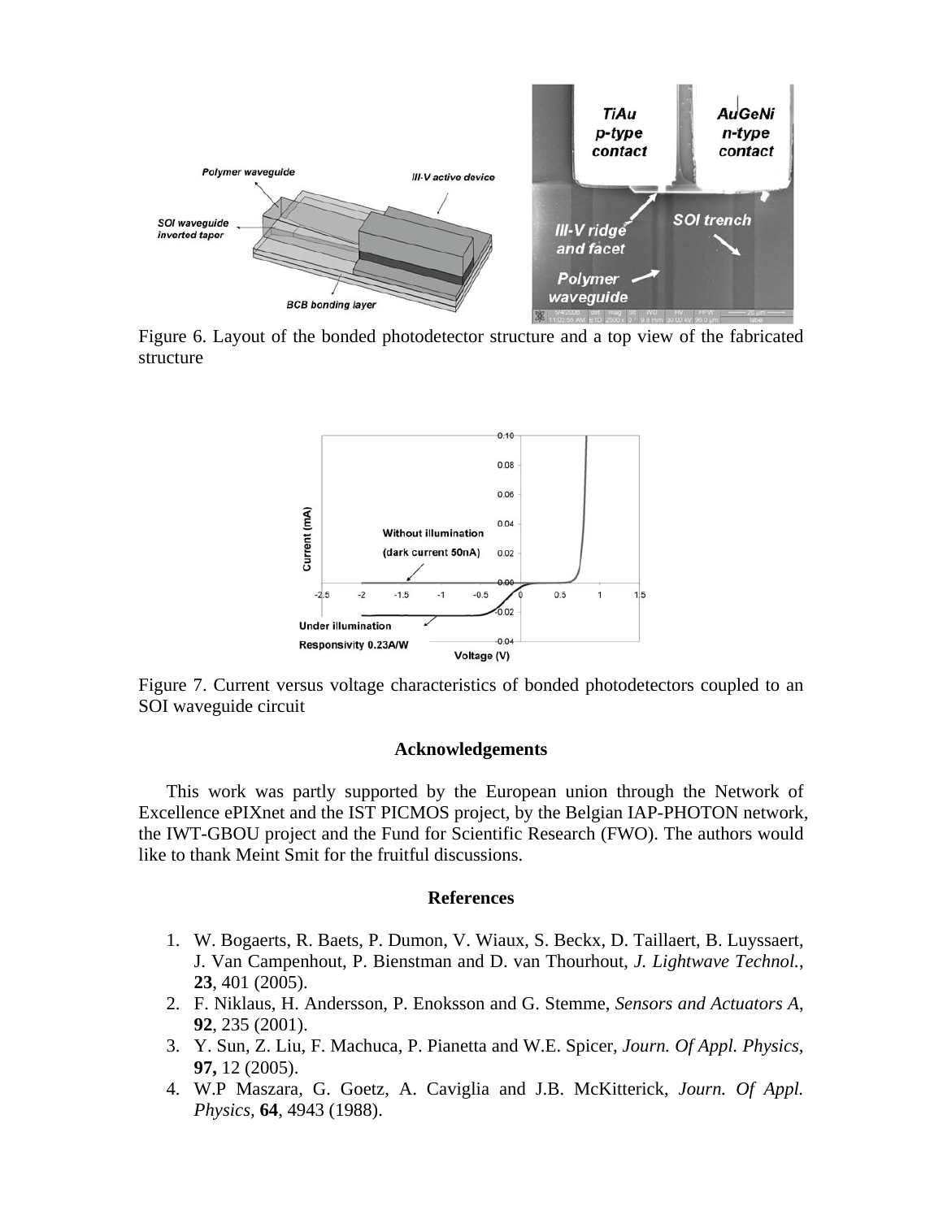Polymer waveguide

III-V active device

SOI waveguide inverted taper

BCB bonding layer

TiAu p-type contact

AuGeNi n-type contact

III-V ridge and facet

SOI trench

Polymer waveguide

Figure 6. Layout of the bonded photodetector structure and a top view of the fabricated structure

Current (mA)

0.10

0.08

0.06

0.04

0.02

0.00

-0.02

-0.04

-2.5 -2 -1.5 -1 -0.5 0 0.5 1 1.5

Voltage (V)

Without illumination

(dark current 50nA)

Under illumination

Responsivity 0.23A/W

Figure 7. Current versus voltage characteristics of bonded photodetectors coupled to an SOI waveguide circuit

## Acknowledgements

This work was partly supported by the European union through the Network of Excellence ePIXnet and the IST PICMOS project, by the Belgian IAP-PHOTON network, the IWT-GBOU project and the Fund for Scientific Research (FWO). The authors would like to thank Meint Smit for the fruitful discussions.

## References

1. W. Bogaerts, R. Baets, P. Dumon, V. Wiaux, S. Beckx, D. Taillaert, B. Luyssaert, J. Van Campenhout, P. Bienstman and D. van Thourhout, *J. Lightwave Technol.*, **23**, 401 (2005).
2. F. Niklaus, H. Andersson, P. Enoksson and G. Stemme, *Sensors and Actuators A*, **92**, 235 (2001).
3. Y. Sun, Z. Liu, F. Machuca, P. Pianetta and W.E. Spicer, *Journ. Of Appl. Physics*, **97,** 12 (2005).
4. W.P Maszara, G. Goetz, A. Caviglia and J.B. McKitterick, *Journ. Of Appl. Physics*, **64**, 4943 (1988).